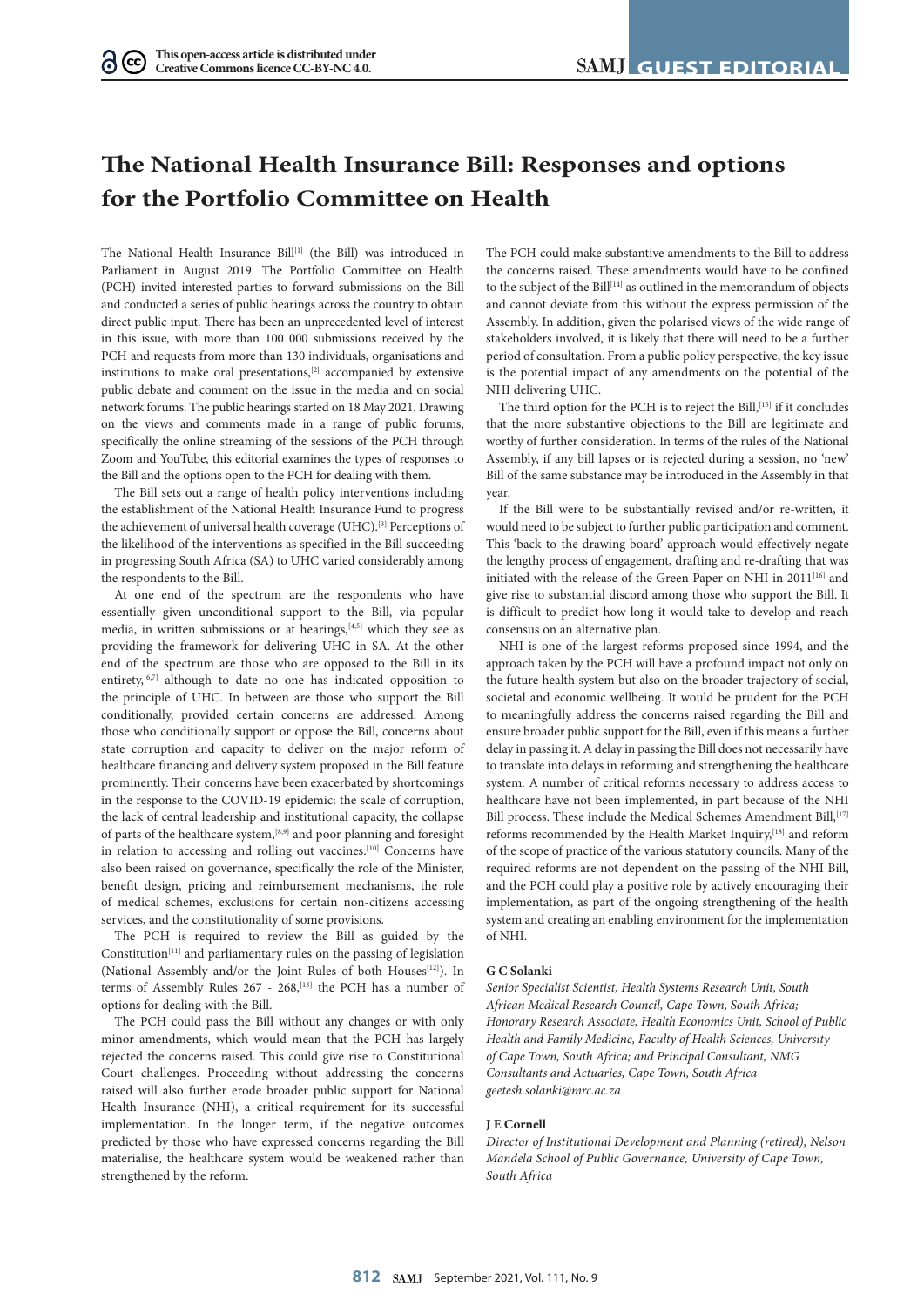# The National Health Insurance Bill: Responses and options for the Portfolio Committee on Health

The National Health Insurance Bill[1] (the Bill) was introduced in Parliament in August 2019. The Portfolio Committee on Health (PCH) invited interested parties to forward submissions on the Bill and conducted a series of public hearings across the country to obtain direct public input. There has been an unprecedented level of interest in this issue, with more than 100 000 submissions received by the PCH and requests from more than 130 individuals, organisations and institutions to make oral presentations,[2] accompanied by extensive public debate and comment on the issue in the media and on social network forums. The public hearings started on 18 May 2021. Drawing on the views and comments made in a range of public forums, specifically the online streaming of the sessions of the PCH through Zoom and YouTube, this editorial examines the types of responses to the Bill and the options open to the PCH for dealing with them.

The Bill sets out a range of health policy interventions including the establishment of the National Health Insurance Fund to progress the achievement of universal health coverage (UHC).[3] Perceptions of the likelihood of the interventions as specified in the Bill succeeding in progressing South Africa (SA) to UHC varied considerably among the respondents to the Bill.

At one end of the spectrum are the respondents who have essentially given unconditional support to the Bill, via popular media, in written submissions or at hearings,[4,5] which they see as providing the framework for delivering UHC in SA. At the other end of the spectrum are those who are opposed to the Bill in its entirety,[6,7] although to date no one has indicated opposition to the principle of UHC. In between are those who support the Bill conditionally, provided certain concerns are addressed. Among those who conditionally support or oppose the Bill, concerns about state corruption and capacity to deliver on the major reform of healthcare financing and delivery system proposed in the Bill feature prominently. Their concerns have been exacerbated by shortcomings in the response to the COVID-19 epidemic: the scale of corruption, the lack of central leadership and institutional capacity, the collapse of parts of the healthcare system,[8,9] and poor planning and foresight in relation to accessing and rolling out vaccines.[10] Concerns have also been raised on governance, specifically the role of the Minister, benefit design, pricing and reimbursement mechanisms, the role of medical schemes, exclusions for certain non-citizens accessing services, and the constitutionality of some provisions.

The PCH is required to review the Bill as guided by the Constitution[11] and parliamentary rules on the passing of legislation (National Assembly and/or the Joint Rules of both Houses[12]). In terms of Assembly Rules 267 - 268,[13] the PCH has a number of options for dealing with the Bill.

The PCH could pass the Bill without any changes or with only minor amendments, which would mean that the PCH has largely rejected the concerns raised. This could give rise to Constitutional Court challenges. Proceeding without addressing the concerns raised will also further erode broader public support for National Health Insurance (NHI), a critical requirement for its successful implementation. In the longer term, if the negative outcomes predicted by those who have expressed concerns regarding the Bill materialise, the healthcare system would be weakened rather than strengthened by the reform.

The PCH could make substantive amendments to the Bill to address the concerns raised. These amendments would have to be confined to the subject of the Bill[14] as outlined in the memorandum of objects and cannot deviate from this without the express permission of the Assembly. In addition, given the polarised views of the wide range of stakeholders involved, it is likely that there will need to be a further period of consultation. From a public policy perspective, the key issue is the potential impact of any amendments on the potential of the NHI delivering UHC.

The third option for the PCH is to reject the Bill,[15] if it concludes that the more substantive objections to the Bill are legitimate and worthy of further consideration. In terms of the rules of the National Assembly, if any bill lapses or is rejected during a session, no 'new' Bill of the same substance may be introduced in the Assembly in that year.

If the Bill were to be substantially revised and/or re-written, it would need to be subject to further public participation and comment. This 'back-to-the drawing board' approach would effectively negate the lengthy process of engagement, drafting and re-drafting that was initiated with the release of the Green Paper on NHI in 2011[16] and give rise to substantial discord among those who support the Bill. It is difficult to predict how long it would take to develop and reach consensus on an alternative plan.

NHI is one of the largest reforms proposed since 1994, and the approach taken by the PCH will have a profound impact not only on the future health system but also on the broader trajectory of social, societal and economic wellbeing. It would be prudent for the PCH to meaningfully address the concerns raised regarding the Bill and ensure broader public support for the Bill, even if this means a further delay in passing it. A delay in passing the Bill does not necessarily have to translate into delays in reforming and strengthening the healthcare system. A number of critical reforms necessary to address access to healthcare have not been implemented, in part because of the NHI Bill process. These include the Medical Schemes Amendment Bill,[17] reforms recommended by the Health Market Inquiry,[18] and reform of the scope of practice of the various statutory councils. Many of the required reforms are not dependent on the passing of the NHI Bill, and the PCH could play a positive role by actively encouraging their implementation, as part of the ongoing strengthening of the health system and creating an enabling environment for the implementation of NHI.

**G C Solanki**

*Senior Specialist Scientist, Health Systems Research Unit, South African Medical Research Council, Cape Town, South Africa; Honorary Research Associate, Health Economics Unit, School of Public Health and Family Medicine, Faculty of Health Sciences, University of Cape Town, South Africa; and Principal Consultant, NMG Consultants and Actuaries, Cape Town, South Africa*
*geetesh.solanki@mrc.ac.za*

**J E Cornell**

*Director of Institutional Development and Planning (retired), Nelson Mandela School of Public Governance, University of Cape Town, South Africa*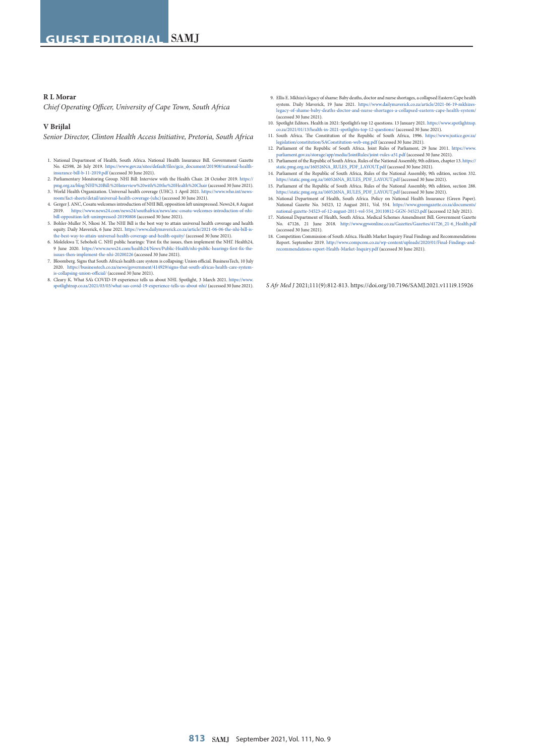**R L Morar**

*Chief Operating Officer, University of Cape Town, South Africa*

**V Brijlal**

*Senior Director, Clinton Health Access Initiative, Pretoria, South Africa*

1. National Department of Health, South Africa. National Health Insurance Bill. Government Gazette No. 42598, 26 July 2019. https://www.gov.za/sites/default/files/gcis_document/201908/national-health-insurance-bill-b-11-2019.pdf (accessed 30 June 2021).
2. Parliamentary Monitoring Group. NHI Bill: Interview with the Health Chair. 28 October 2019. https://pmg.org.za/blog/NHI%20Bill:%20Interview%20with%20the%20Health%20Chair (accessed 30 June 2021).
3. World Health Organization. Universal health coverage (UHC). 1 April 2021. https://www.who.int/news-room/fact-sheets/detail/universal-health-coverage-(uhc) (accessed 30 June 2021).
4. Gerger J. ANC, Cosatu welcomes introduction of NHI Bill, opposition left unimpressed. News24, 8 August 2019. https://www.news24.com/news24/southafrica/news/anc-cosatu-welcomes-introduction-of-nhi-bill-opposition-left-unimpressed-20190808 (accessed 30 June 2021).
5. Bohler-Muller N, Nkosi M. The NHI Bill is the best way to attain universal health coverage and health equity. Daily Maverick, 6 June 2021. https://www.dailymaverick.co.za/article/2021-06-06-the-nhi-bill-is-the-best-way-to-attain-universal-health-coverage-and-health-equity/ (accessed 30 June 2021).
6. Molelekwa T, Seboholi C. NHI public hearings: 'First fix the issues, then implement the NHI'. Health24, 9 June 2020. https://www.news24.com/health24/News/Public-Health/nhi-public-hearings-first-fix-the-issues-then-implement-the-nhi-20200226 (accessed 30 June 2021).
7. Bloomberg. Signs that South Africa's health care system is collapsing: Union official. BusinessTech, 10 July 2020. https://businesstech.co.za/news/government/414929/signs-that-south-africas-health-care-system-is-collapsing-union-official/ (accessed 30 June 2021).
8. Cleary K. What SA's COVID-19 experience tells us about NHI. Spotlight, 3 March 2021. https://www.spotlightnsp.co.za/2021/03/03/what-sas-covid-19-experience-tells-us-about-nhi/ (accessed 30 June 2021).
9. Ellis E. Mkhize's legacy of shame: Baby deaths, doctor and nurse shortages, a collapsed Eastern Cape health system. Daily Maverick, 19 June 2021. https://www.dailymaverick.co.za/article/2021-06-19-mkhizes-legacy-of-shame-baby-deaths-doctor-and-nurse-shortages-a-collapsed-eastern-cape-health-system/ (accessed 30 June 2021).
10. Spotlight Editors. Health in 2021: Spotlight's top 12 questions. 13 January 2021. https://www.spotlightnsp.co.za/2021/01/13/health-in-2021-spotlights-top-12-questions/ (accessed 30 June 2021).
11. South Africa. The Constitution of the Republic of South Africa, 1996. https://www.justice.gov.za/legislation/constitution/SAConstitution-web-eng.pdf (accessed 30 June 2021).
12. Parliament of the Republic of South Africa. Joint Rules of Parliament, 29 June 2011. https://www.parliament.gov.za/storage/app/media/JointRules/joint-rules-a51.pdf (accessed 30 June 2021).
13. Parliament of the Republic of South Africa. Rules of the National Assembly, 9th edition, chapter 13. https://static.pmg.org.za/160526NA_RULES_PDF_LAYOUT.pdf (accessed 30 June 2021).
14. Parliament of the Republic of South Africa, Rules of the National Assembly, 9th edition, section 332. https://static.pmg.org.za/160526NA_RULES_PDF_LAYOUT.pdf (accessed 30 June 2021).
15. Parliament of the Republic of South Africa. Rules of the National Assembly, 9th edition, section 288. https://static.pmg.org.za/160526NA_RULES_PDF_LAYOUT.pdf (accessed 30 June 2021).
16. National Department of Health, South Africa. Policy on National Health Insurance (Green Paper). National Gazette No. 34523, 12 August 2011, Vol. 554. https://www.greengazette.co.za/documents/national-gazette-34523-of-12-august-2011-vol-554_20110812-GGN-34523.pdf (accessed 12 July 2021).
17. National Department of Health, South Africa. Medical Schemes Amendment Bill. Government Gazette No. 47126, 21 June 2018. http://www.gpwonline.co.za/Gazettes/Gazettes/41726_21-6_Health.pdf (accessed 30 June 2021).
18. Competition Commission of South Africa. Health Market Inquiry Final Findings and Recommendations Report. September 2019. http://www.compcom.co.za/wp-content/uploads/2020/01/Final-Findings-and-recommendations-report-Health-Market-Inquiry.pdf (accessed 30 June 2021).

*S Afr Med J* 2021;111(9):812-813. https://doi.org/10.7196/SAMJ.2021.v111i9.15926